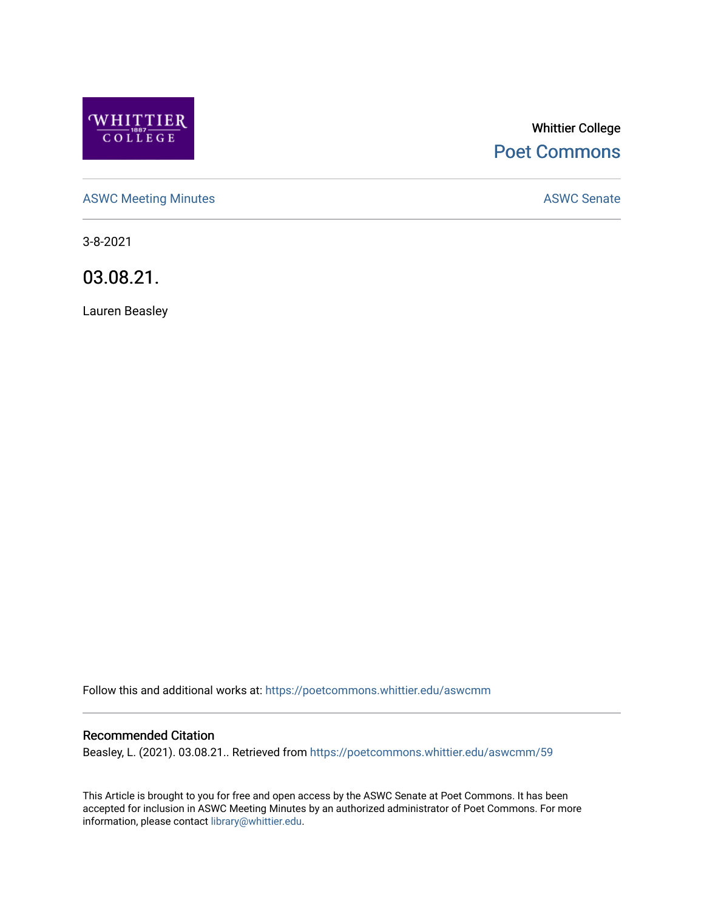Whittier College

Poet Commons

ASWC Meeting Minutes

ASWC Senate

3-8-2021

# 03.08.21.

Lauren Beasley

Follow this and additional works at: https://poetcommons.whittier.edu/aswcmm

## Recommended Citation

Beasley, L. (2021). 03.08.21.. Retrieved from https://poetcommons.whittier.edu/aswcmm/59

This Article is brought to you for free and open access by the ASWC Senate at Poet Commons. It has been accepted for inclusion in ASWC Meeting Minutes by an authorized administrator of Poet Commons. For more information, please contact library@whittier.edu.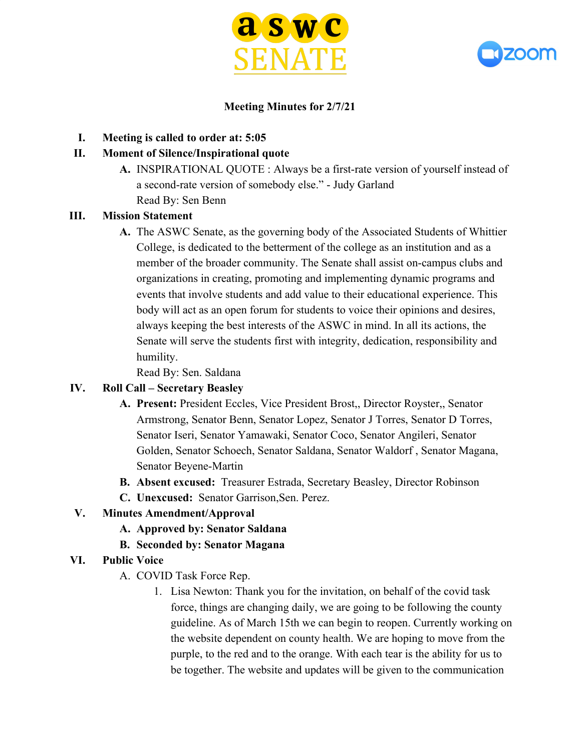**Meeting Minutes for 2/7/21**

I. **Meeting is called to order at: 5:05**

II. **Moment of Silence/Inspirational quote**

   A. INSPIRATIONAL QUOTE : Always be a first-rate version of yourself instead of a second-rate version of somebody else." - Judy Garland
   Read By: Sen Benn

III. **Mission Statement**

   A. The ASWC Senate, as the governing body of the Associated Students of Whittier College, is dedicated to the betterment of the college as an institution and as a member of the broader community. The Senate shall assist on-campus clubs and organizations in creating, promoting and implementing dynamic programs and events that involve students and add value to their educational experience. This body will act as an open forum for students to voice their opinions and desires, always keeping the best interests of the ASWC in mind. In all its actions, the Senate will serve the students first with integrity, dedication, responsibility and humility.
   Read By: Sen. Saldana

IV. **Roll Call – Secretary Beasley**

   A. **Present:** President Eccles, Vice President Brost,, Director Royster,, Senator Armstrong, Senator Benn, Senator Lopez, Senator J Torres, Senator D Torres, Senator Iseri, Senator Yamawaki, Senator Coco, Senator Angileri, Senator Golden, Senator Schoech, Senator Saldana, Senator Waldorf , Senator Magana, Senator Beyene-Martin

   B. **Absent excused:** Treasurer Estrada, Secretary Beasley, Director Robinson

   C. **Unexcused:** Senator Garrison,Sen. Perez.

V. **Minutes Amendment/Approval**

   A. **Approved by: Senator Saldana**

   B. **Seconded by: Senator Magana**

VI. **Public Voice**

   A. COVID Task Force Rep.

      1. Lisa Newton: Thank you for the invitation, on behalf of the covid task force, things are changing daily, we are going to be following the county guideline. As of March 15th we can begin to reopen. Currently working on the website dependent on county health. We are hoping to move from the purple, to the red and to the orange. With each tear is the ability for us to be together. The website and updates will be given to the communication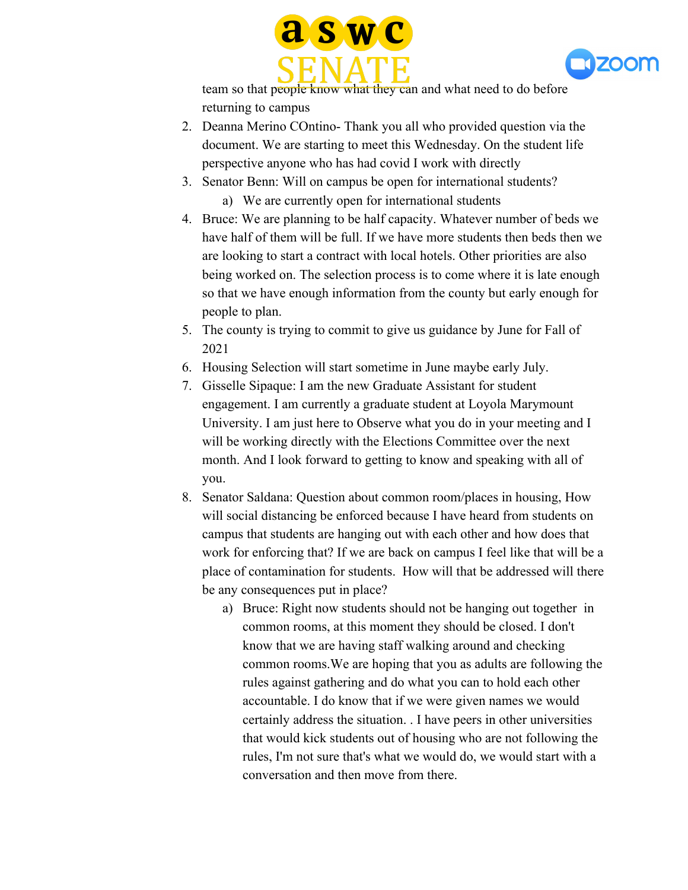team so that people know what they can and what need to do before returning to campus

2. Deanna Merino COntino- Thank you all who provided question via the document. We are starting to meet this Wednesday. On the student life perspective anyone who has had covid I work with directly
3. Senator Benn: Will on campus be open for international students?
   a) We are currently open for international students
4. Bruce: We are planning to be half capacity. Whatever number of beds we have half of them will be full. If we have more students then beds then we are looking to start a contract with local hotels. Other priorities are also being worked on. The selection process is to come where it is late enough so that we have enough information from the county but early enough for people to plan.
5. The county is trying to commit to give us guidance by June for Fall of 2021
6. Housing Selection will start sometime in June maybe early July.
7. Gisselle Sipaque: I am the new Graduate Assistant for student engagement. I am currently a graduate student at Loyola Marymount University. I am just here to Observe what you do in your meeting and I will be working directly with the Elections Committee over the next month. And I look forward to getting to know and speaking with all of you.
8. Senator Saldana: Question about common room/places in housing, How will social distancing be enforced because I have heard from students on campus that students are hanging out with each other and how does that work for enforcing that? If we are back on campus I feel like that will be a place of contamination for students. How will that be addressed will there be any consequences put in place?
   a) Bruce: Right now students should not be hanging out together in common rooms, at this moment they should be closed. I don't know that we are having staff walking around and checking common rooms.We are hoping that you as adults are following the rules against gathering and do what you can to hold each other accountable. I do know that if we were given names we would certainly address the situation. . I have peers in other universities that would kick students out of housing who are not following the rules, I'm not sure that's what we would do, we would start with a conversation and then move from there.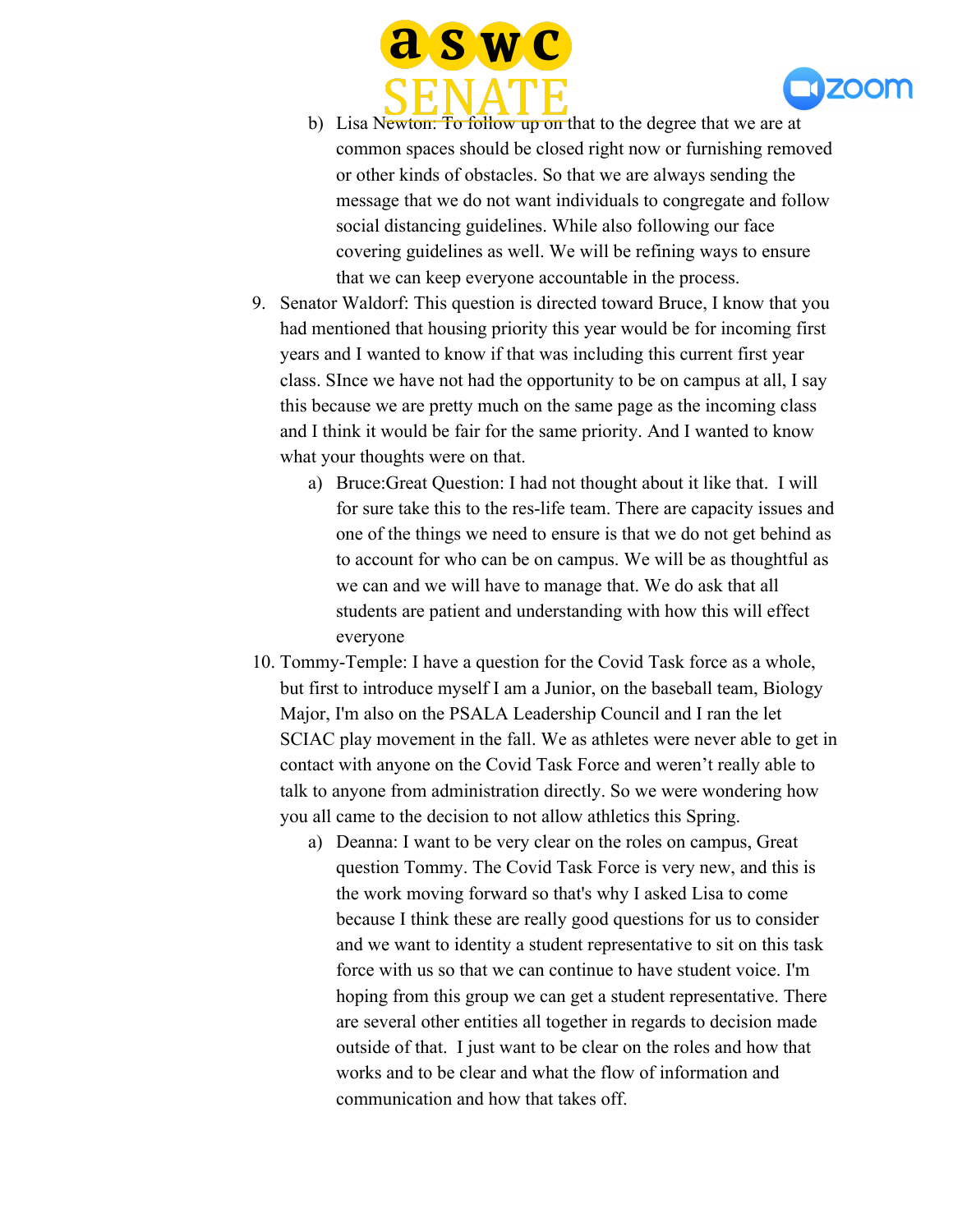b) Lisa Newton: To follow up on that to the degree that we are at common spaces should be closed right now or furnishing removed or other kinds of obstacles. So that we are always sending the message that we do not want individuals to congregate and follow social distancing guidelines. While also following our face covering guidelines as well. We will be refining ways to ensure that we can keep everyone accountable in the process.

9. Senator Waldorf: This question is directed toward Bruce, I know that you had mentioned that housing priority this year would be for incoming first years and I wanted to know if that was including this current first year class. SInce we have not had the opportunity to be on campus at all, I say this because we are pretty much on the same page as the incoming class and I think it would be fair for the same priority. And I wanted to know what your thoughts were on that.
   a) Bruce:Great Question: I had not thought about it like that. I will for sure take this to the res-life team. There are capacity issues and one of the things we need to ensure is that we do not get behind as to account for who can be on campus. We will be as thoughtful as we can and we will have to manage that. We do ask that all students are patient and understanding with how this will effect everyone

10. Tommy-Temple: I have a question for the Covid Task force as a whole, but first to introduce myself I am a Junior, on the baseball team, Biology Major, I'm also on the PSALA Leadership Council and I ran the let SCIAC play movement in the fall. We as athletes were never able to get in contact with anyone on the Covid Task Force and weren't really able to talk to anyone from administration directly. So we were wondering how you all came to the decision to not allow athletics this Spring.
    a) Deanna: I want to be very clear on the roles on campus, Great question Tommy. The Covid Task Force is very new, and this is the work moving forward so that's why I asked Lisa to come because I think these are really good questions for us to consider and we want to identity a student representative to sit on this task force with us so that we can continue to have student voice. I'm hoping from this group we can get a student representative. There are several other entities all together in regards to decision made outside of that. I just want to be clear on the roles and how that works and to be clear and what the flow of information and communication and how that takes off.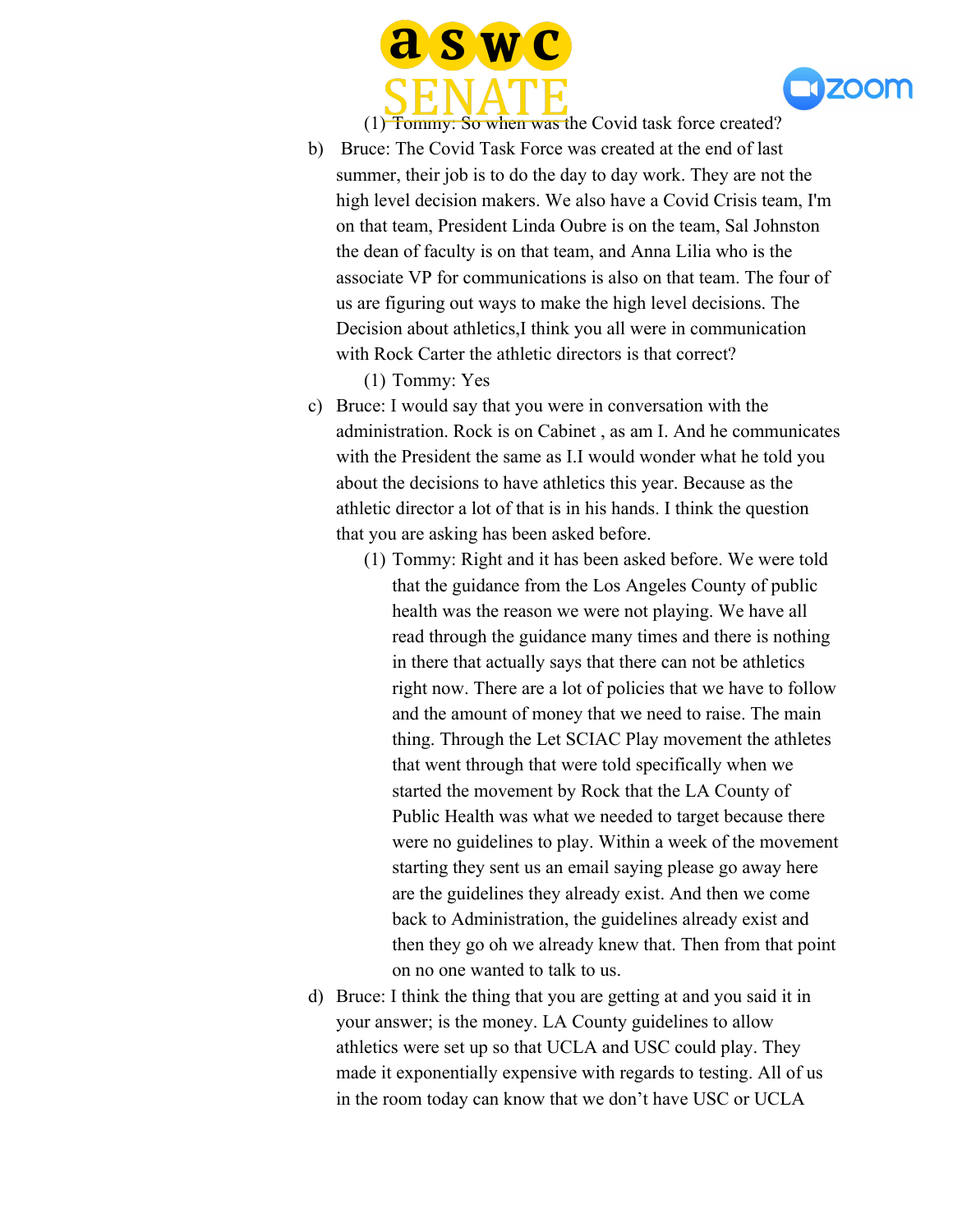(1) Tommy: So when was the Covid task force created?

b) Bruce: The Covid Task Force was created at the end of last summer, their job is to do the day to day work. They are not the high level decision makers. We also have a Covid Crisis team, I'm on that team, President Linda Oubre is on the team, Sal Johnston the dean of faculty is on that team, and Anna Lilia who is the associate VP for communications is also on that team. The four of us are figuring out ways to make the high level decisions. The Decision about athletics,I think you all were in communication with Rock Carter the athletic directors is that correct?

   (1) Tommy: Yes

c) Bruce: I would say that you were in conversation with the administration. Rock is on Cabinet , as am I. And he communicates with the President the same as I.I would wonder what he told you about the decisions to have athletics this year. Because as the athletic director a lot of that is in his hands. I think the question that you are asking has been asked before.

   (1) Tommy: Right and it has been asked before. We were told that the guidance from the Los Angeles County of public health was the reason we were not playing. We have all read through the guidance many times and there is nothing in there that actually says that there can not be athletics right now. There are a lot of policies that we have to follow and the amount of money that we need to raise. The main thing. Through the Let SCIAC Play movement the athletes that went through that were told specifically when we started the movement by Rock that the LA County of Public Health was what we needed to target because there were no guidelines to play. Within a week of the movement starting they sent us an email saying please go away here are the guidelines they already exist. And then we come back to Administration, the guidelines already exist and then they go oh we already knew that. Then from that point on no one wanted to talk to us.

d) Bruce: I think the thing that you are getting at and you said it in your answer; is the money. LA County guidelines to allow athletics were set up so that UCLA and USC could play. They made it exponentially expensive with regards to testing. All of us in the room today can know that we don't have USC or UCLA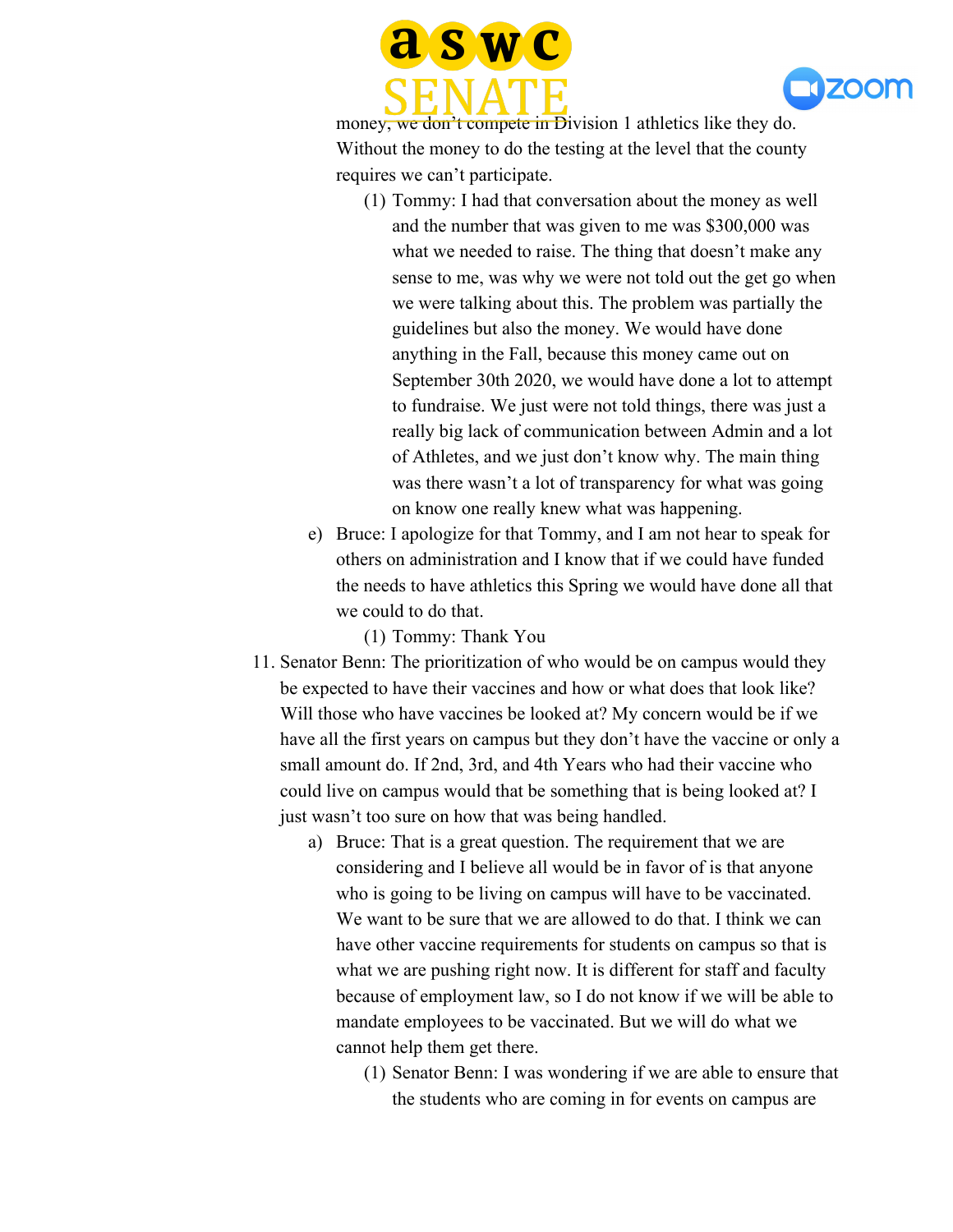money, we don't compete in Division 1 athletics like they do. Without the money to do the testing at the level that the county requires we can't participate.

   (1) Tommy: I had that conversation about the money as well and the number that was given to me was $300,000 was what we needed to raise. The thing that doesn't make any sense to me, was why we were not told out the get go when we were talking about this. The problem was partially the guidelines but also the money. We would have done anything in the Fall, because this money came out on September 30th 2020, we would have done a lot to attempt to fundraise. We just were not told things, there was just a really big lack of communication between Admin and a lot of Athletes, and we just don't know why. The main thing was there wasn't a lot of transparency for what was going on know one really knew what was happening.

e) Bruce: I apologize for that Tommy, and I am not hear to speak for others on administration and I know that if we could have funded the needs to have athletics this Spring we would have done all that we could to do that.

   (1) Tommy: Thank You

11. Senator Benn: The prioritization of who would be on campus would they be expected to have their vaccines and how or what does that look like? Will those who have vaccines be looked at? My concern would be if we have all the first years on campus but they don't have the vaccine or only a small amount do. If 2nd, 3rd, and 4th Years who had their vaccine who could live on campus would that be something that is being looked at? I just wasn't too sure on how that was being handled.

   a) Bruce: That is a great question. The requirement that we are considering and I believe all would be in favor of is that anyone who is going to be living on campus will have to be vaccinated. We want to be sure that we are allowed to do that. I think we can have other vaccine requirements for students on campus so that is what we are pushing right now. It is different for staff and faculty because of employment law, so I do not know if we will be able to mandate employees to be vaccinated. But we will do what we cannot help them get there.

      (1) Senator Benn: I was wondering if we are able to ensure that the students who are coming in for events on campus are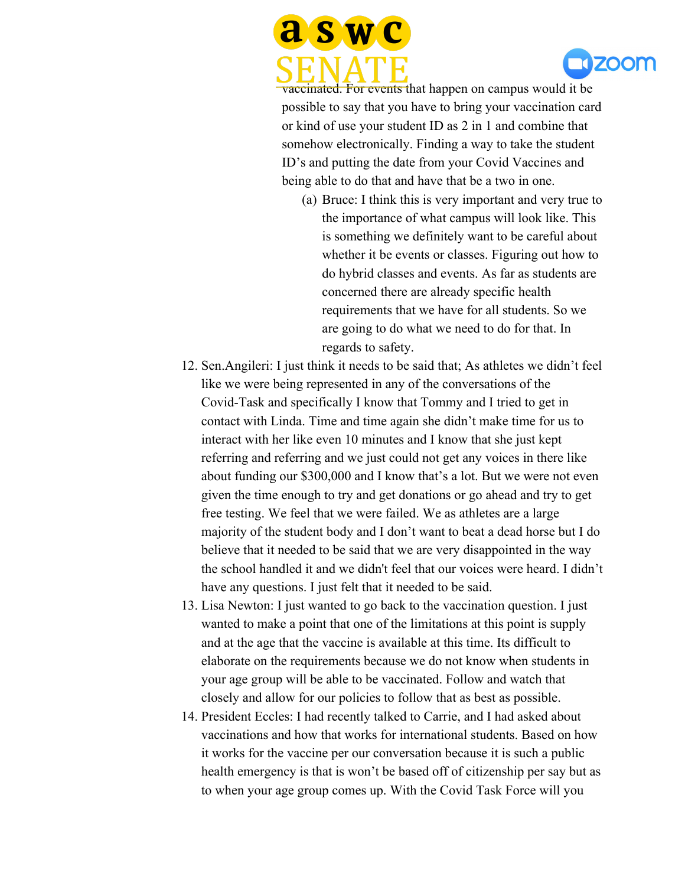vaccinated. For events that happen on campus would it be possible to say that you have to bring your vaccination card or kind of use your student ID as 2 in 1 and combine that somehow electronically. Finding a way to take the student ID's and putting the date from your Covid Vaccines and being able to do that and have that be a two in one.

   (a) Bruce: I think this is very important and very true to the importance of what campus will look like. This is something we definitely want to be careful about whether it be events or classes. Figuring out how to do hybrid classes and events. As far as students are concerned there are already specific health requirements that we have for all students. So we are going to do what we need to do for that. In regards to safety.

12. Sen.Angileri: I just think it needs to be said that; As athletes we didn't feel like we were being represented in any of the conversations of the Covid-Task and specifically I know that Tommy and I tried to get in contact with Linda. Time and time again she didn't make time for us to interact with her like even 10 minutes and I know that she just kept referring and referring and we just could not get any voices in there like about funding our $300,000 and I know that's a lot. But we were not even given the time enough to try and get donations or go ahead and try to get free testing. We feel that we were failed. We as athletes are a large majority of the student body and I don't want to beat a dead horse but I do believe that it needed to be said that we are very disappointed in the way the school handled it and we didn't feel that our voices were heard. I didn't have any questions. I just felt that it needed to be said.
13. Lisa Newton: I just wanted to go back to the vaccination question. I just wanted to make a point that one of the limitations at this point is supply and at the age that the vaccine is available at this time. Its difficult to elaborate on the requirements because we do not know when students in your age group will be able to be vaccinated. Follow and watch that closely and allow for our policies to follow that as best as possible.
14. President Eccles: I had recently talked to Carrie, and I had asked about vaccinations and how that works for international students. Based on how it works for the vaccine per our conversation because it is such a public health emergency is that is won't be based off of citizenship per say but as to when your age group comes up. With the Covid Task Force will you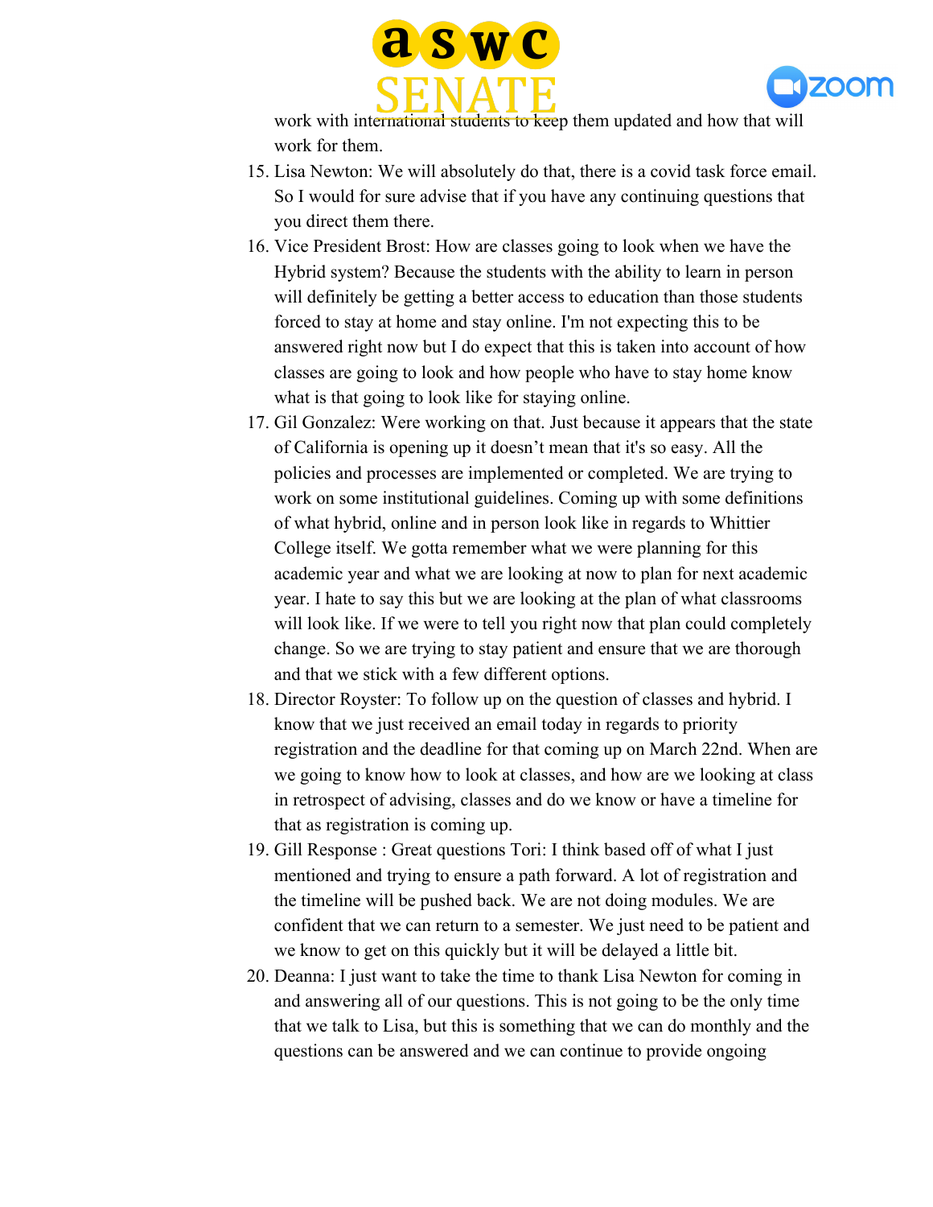work with international students to keep them updated and how that will work for them.

15. Lisa Newton: We will absolutely do that, there is a covid task force email. So I would for sure advise that if you have any continuing questions that you direct them there.
16. Vice President Brost: How are classes going to look when we have the Hybrid system? Because the students with the ability to learn in person will definitely be getting a better access to education than those students forced to stay at home and stay online. I'm not expecting this to be answered right now but I do expect that this is taken into account of how classes are going to look and how people who have to stay home know what is that going to look like for staying online.
17. Gil Gonzalez: Were working on that. Just because it appears that the state of California is opening up it doesn't mean that it's so easy. All the policies and processes are implemented or completed. We are trying to work on some institutional guidelines. Coming up with some definitions of what hybrid, online and in person look like in regards to Whittier College itself. We gotta remember what we were planning for this academic year and what we are looking at now to plan for next academic year. I hate to say this but we are looking at the plan of what classrooms will look like. If we were to tell you right now that plan could completely change. So we are trying to stay patient and ensure that we are thorough and that we stick with a few different options.
18. Director Royster: To follow up on the question of classes and hybrid. I know that we just received an email today in regards to priority registration and the deadline for that coming up on March 22nd. When are we going to know how to look at classes, and how are we looking at class in retrospect of advising, classes and do we know or have a timeline for that as registration is coming up.
19. Gill Response : Great questions Tori: I think based off of what I just mentioned and trying to ensure a path forward. A lot of registration and the timeline will be pushed back. We are not doing modules. We are confident that we can return to a semester. We just need to be patient and we know to get on this quickly but it will be delayed a little bit.
20. Deanna: I just want to take the time to thank Lisa Newton for coming in and answering all of our questions. This is not going to be the only time that we talk to Lisa, but this is something that we can do monthly and the questions can be answered and we can continue to provide ongoing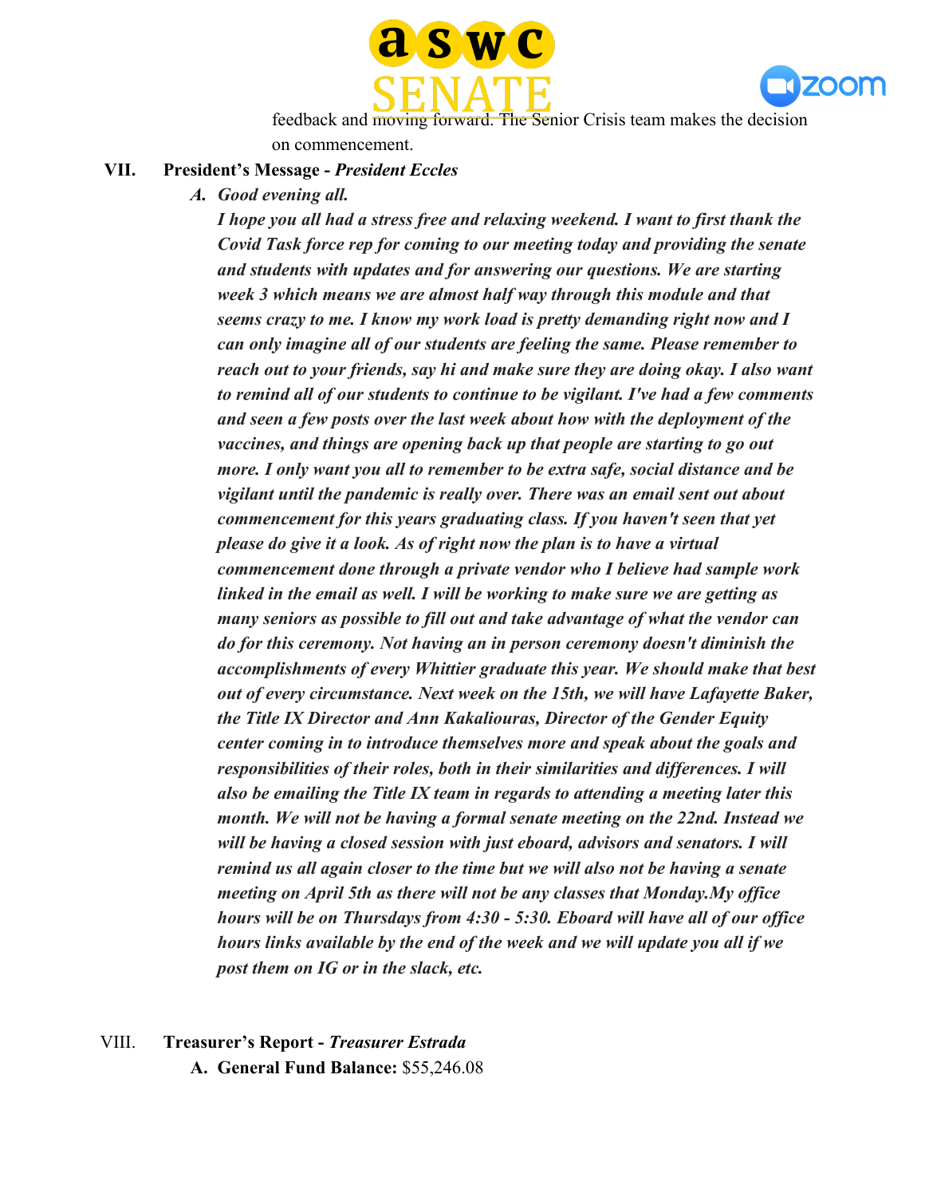feedback and moving forward. The Senior Crisis team makes the decision on commencement.

## VII. President's Message - *President Eccles*

**A.** ***Good evening all.***

***I hope you all had a stress free and relaxing weekend. I want to first thank the Covid Task force rep for coming to our meeting today and providing the senate and students with updates and for answering our questions. We are starting week 3 which means we are almost half way through this module and that seems crazy to me. I know my work load is pretty demanding right now and I can only imagine all of our students are feeling the same. Please remember to reach out to your friends, say hi and make sure they are doing okay. I also want to remind all of our students to continue to be vigilant. I've had a few comments and seen a few posts over the last week about how with the deployment of the vaccines, and things are opening back up that people are starting to go out more. I only want you all to remember to be extra safe, social distance and be vigilant until the pandemic is really over. There was an email sent out about commencement for this years graduating class. If you haven't seen that yet please do give it a look. As of right now the plan is to have a virtual commencement done through a private vendor who I believe had sample work linked in the email as well. I will be working to make sure we are getting as many seniors as possible to fill out and take advantage of what the vendor can do for this ceremony. Not having an in person ceremony doesn't diminish the accomplishments of every Whittier graduate this year. We should make that best out of every circumstance. Next week on the 15th, we will have Lafayette Baker, the Title IX Director and Ann Kakaliouras, Director of the Gender Equity center coming in to introduce themselves more and speak about the goals and responsibilities of their roles, both in their similarities and differences. I will also be emailing the Title IX team in regards to attending a meeting later this month. We will not be having a formal senate meeting on the 22nd. Instead we will be having a closed session with just eboard, advisors and senators. I will remind us all again closer to the time but we will also not be having a senate meeting on April 5th as there will not be any classes that Monday.My office hours will be on Thursdays from 4:30 - 5:30. Eboard will have all of our office hours links available by the end of the week and we will update you all if we post them on IG or in the slack, etc.***

## VIII. Treasurer's Report - *Treasurer Estrada*

**A. General Fund Balance:** $55,246.08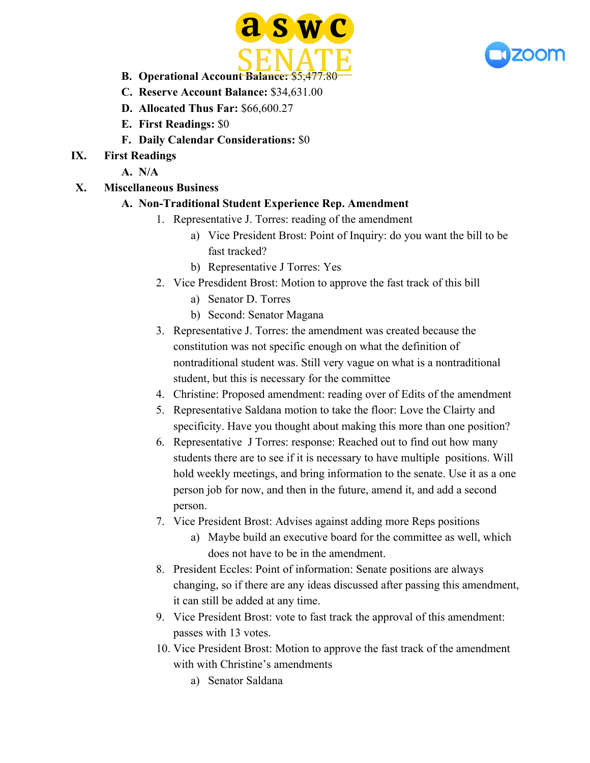B. **Operational Account Balance:** $5,477.80

C. **Reserve Account Balance:** $34,631.00

D. **Allocated Thus Far:** $66,600.27

E. **First Readings:** $0

F. **Daily Calendar Considerations:** $0

IX. **First Readings**

A. **N/A**

X. **Miscellaneous Business**

A. **Non-Traditional Student Experience Rep. Amendment**

1. Representative J. Torres: reading of the amendment
   a) Vice President Brost: Point of Inquiry: do you want the bill to be fast tracked?
   b) Representative J Torres: Yes
2. Vice Presdident Brost: Motion to approve the fast track of this bill
   a) Senator D. Torres
   b) Second: Senator Magana
3. Representative J. Torres: the amendment was created because the constitution was not specific enough on what the definition of nontraditional student was. Still very vague on what is a nontraditional student, but this is necessary for the committee
4. Christine: Proposed amendment: reading over of Edits of the amendment
5. Representative Saldana motion to take the floor: Love the Clairty and specificity. Have you thought about making this more than one position?
6. Representative J Torres: response: Reached out to find out how many students there are to see if it is necessary to have multiple positions. Will hold weekly meetings, and bring information to the senate. Use it as a one person job for now, and then in the future, amend it, and add a second person.
7. Vice President Brost: Advises against adding more Reps positions
   a) Maybe build an executive board for the committee as well, which does not have to be in the amendment.
8. President Eccles: Point of information: Senate positions are always changing, so if there are any ideas discussed after passing this amendment, it can still be added at any time.
9. Vice President Brost: vote to fast track the approval of this amendment: passes with 13 votes.
10. Vice President Brost: Motion to approve the fast track of the amendment with with Christine's amendments
    a) Senator Saldana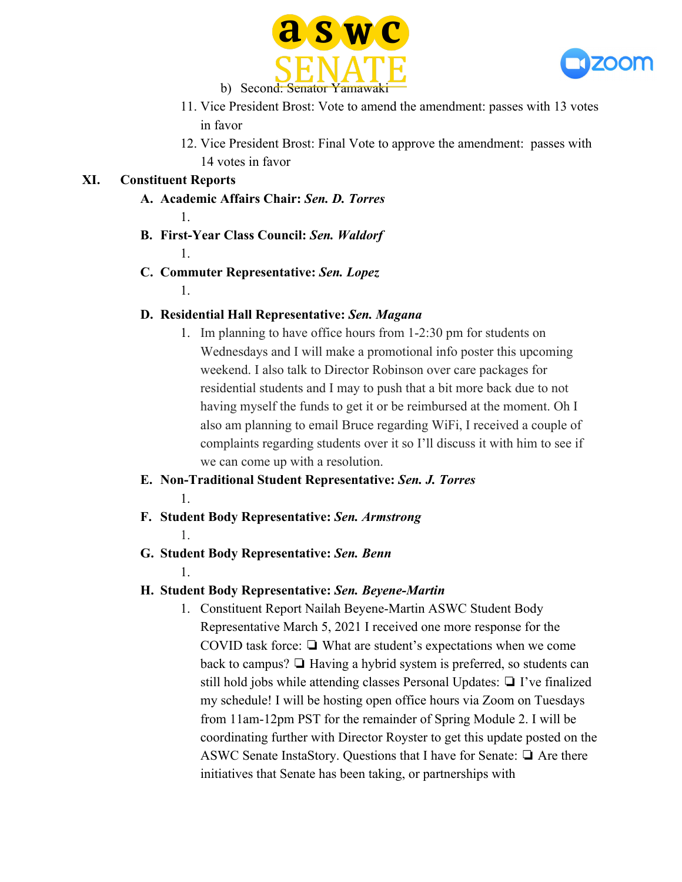b) Second: Senator Yamawaki

11. Vice President Brost: Vote to amend the amendment: passes with 13 votes in favor
12. Vice President Brost: Final Vote to approve the amendment: passes with 14 votes in favor

## XI. Constituent Reports

**A. Academic Affairs Chair: *Sen. D. Torres***

1.

**B. First-Year Class Council: *Sen. Waldorf***

1.

**C. Commuter Representative: *Sen. Lopez***

1.

**D. Residential Hall Representative: *Sen. Magana***

1. Im planning to have office hours from 1-2:30 pm for students on Wednesdays and I will make a promotional info poster this upcoming weekend. I also talk to Director Robinson over care packages for residential students and I may to push that a bit more back due to not having myself the funds to get it or be reimbursed at the moment. Oh I also am planning to email Bruce regarding WiFi, I received a couple of complaints regarding students over it so I'll discuss it with him to see if we can come up with a resolution.

**E. Non-Traditional Student Representative: *Sen. J. Torres***

1.

**F. Student Body Representative: *Sen. Armstrong***

1.

**G. Student Body Representative: *Sen. Benn***

1.

**H. Student Body Representative: *Sen. Beyene-Martin***

1. Constituent Report Nailah Beyene-Martin ASWC Student Body Representative March 5, 2021 I received one more response for the COVID task force: ❏ What are student's expectations when we come back to campus? ❏ Having a hybrid system is preferred, so students can still hold jobs while attending classes Personal Updates: ❏ I've finalized my schedule! I will be hosting open office hours via Zoom on Tuesdays from 11am-12pm PST for the remainder of Spring Module 2. I will be coordinating further with Director Royster to get this update posted on the ASWC Senate InstaStory. Questions that I have for Senate: ❏ Are there initiatives that Senate has been taking, or partnerships with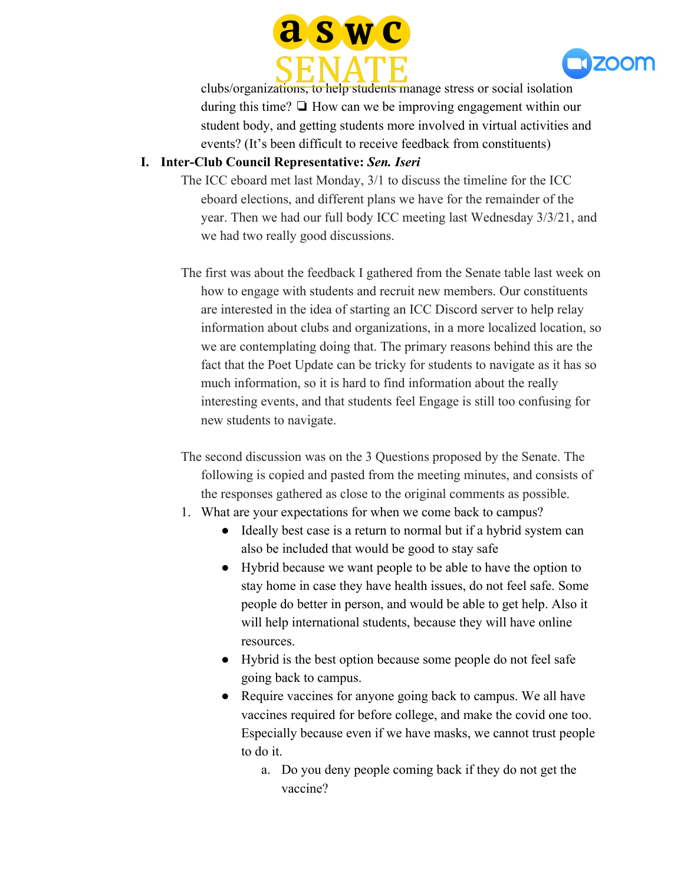clubs/organizations, to help students manage stress or social isolation during this time? ❏ How can we be improving engagement within our student body, and getting students more involved in virtual activities and events? (It's been difficult to receive feedback from constituents)

**I. Inter-Club Council Representative: *Sen. Iseri***

The ICC eboard met last Monday, 3/1 to discuss the timeline for the ICC eboard elections, and different plans we have for the remainder of the year. Then we had our full body ICC meeting last Wednesday 3/3/21, and we had two really good discussions.

The first was about the feedback I gathered from the Senate table last week on how to engage with students and recruit new members. Our constituents are interested in the idea of starting an ICC Discord server to help relay information about clubs and organizations, in a more localized location, so we are contemplating doing that. The primary reasons behind this are the fact that the Poet Update can be tricky for students to navigate as it has so much information, so it is hard to find information about the really interesting events, and that students feel Engage is still too confusing for new students to navigate.

The second discussion was on the 3 Questions proposed by the Senate. The following is copied and pasted from the meeting minutes, and consists of the responses gathered as close to the original comments as possible.

1. What are your expectations for when we come back to campus?
   - Ideally best case is a return to normal but if a hybrid system can also be included that would be good to stay safe
   - Hybrid because we want people to be able to have the option to stay home in case they have health issues, do not feel safe. Some people do better in person, and would be able to get help. Also it will help international students, because they will have online resources.
   - Hybrid is the best option because some people do not feel safe going back to campus.
   - Require vaccines for anyone going back to campus. We all have vaccines required for before college, and make the covid one too. Especially because even if we have masks, we cannot trust people to do it.
     a. Do you deny people coming back if they do not get the vaccine?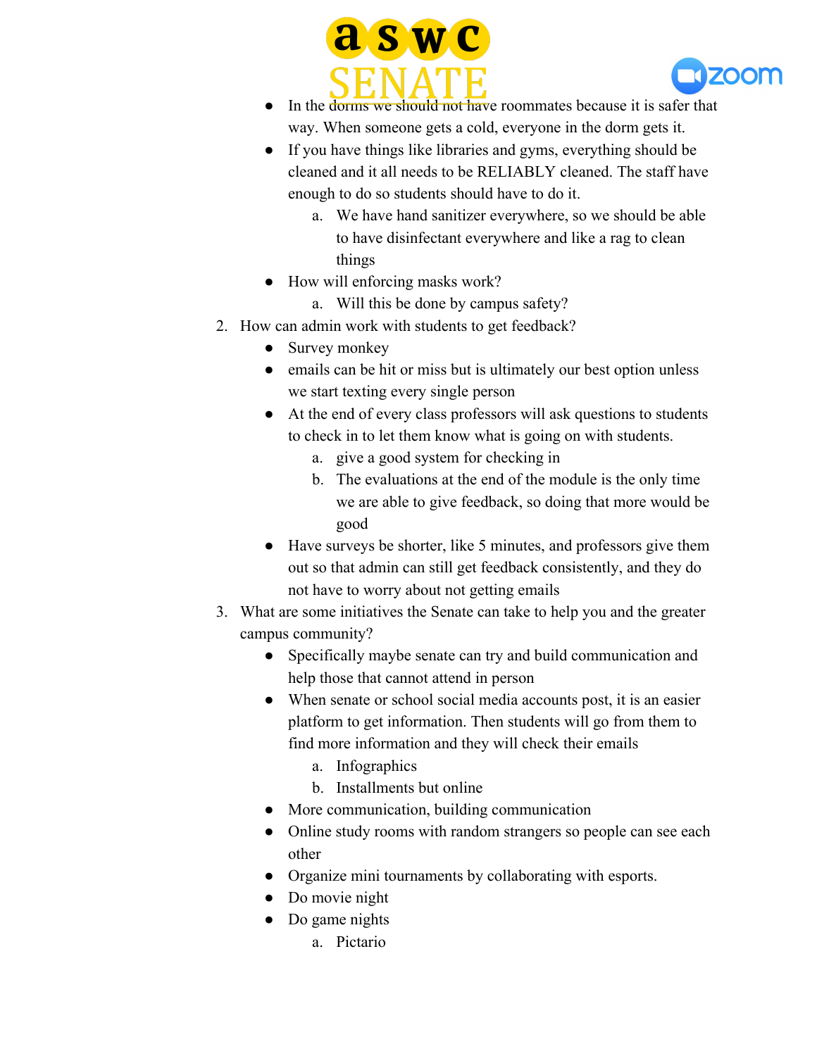- In the dorms we should not have roommates because it is safer that way. When someone gets a cold, everyone in the dorm gets it.
- If you have things like libraries and gyms, everything should be cleaned and it all needs to be RELIABLY cleaned. The staff have enough to do so students should have to do it.
  a. We have hand sanitizer everywhere, so we should be able to have disinfectant everywhere and like a rag to clean things
- How will enforcing masks work?
  a. Will this be done by campus safety?

2. How can admin work with students to get feedback?
   - Survey monkey
   - emails can be hit or miss but is ultimately our best option unless we start texting every single person
   - At the end of every class professors will ask questions to students to check in to let them know what is going on with students.
     a. give a good system for checking in
     b. The evaluations at the end of the module is the only time we are able to give feedback, so doing that more would be good
   - Have surveys be shorter, like 5 minutes, and professors give them out so that admin can still get feedback consistently, and they do not have to worry about not getting emails
3. What are some initiatives the Senate can take to help you and the greater campus community?
   - Specifically maybe senate can try and build communication and help those that cannot attend in person
   - When senate or school social media accounts post, it is an easier platform to get information. Then students will go from them to find more information and they will check their emails
     a. Infographics
     b. Installments but online
   - More communication, building communication
   - Online study rooms with random strangers so people can see each other
   - Organize mini tournaments by collaborating with esports.
   - Do movie night
   - Do game nights
     a. Pictario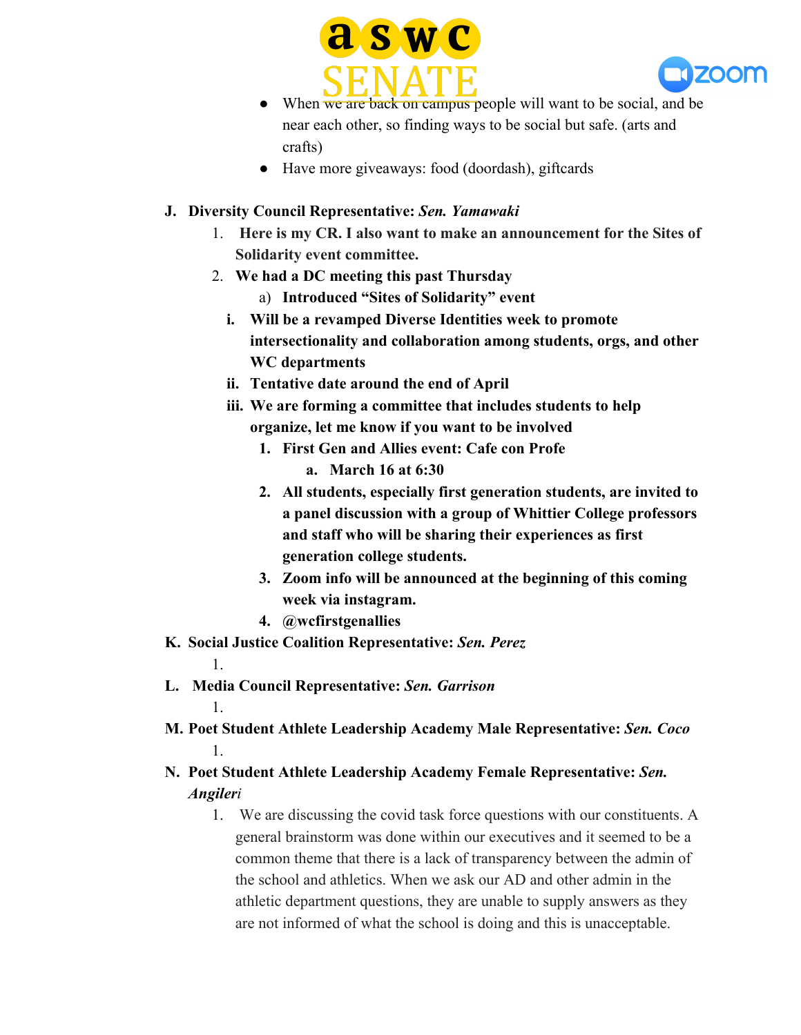- When we are back on campus people will want to be social, and be near each other, so finding ways to be social but safe. (arts and crafts)
- Have more giveaways: food (doordash), giftcards

J. **Diversity Council Representative:** ***Sen. Yamawaki***
   1. **Here is my CR. I also want to make an announcement for the Sites of Solidarity event committee.**
   2. **We had a DC meeting this past Thursday**
      a) **Introduced "Sites of Solidarity" event**
         i. **Will be a revamped Diverse Identities week to promote intersectionality and collaboration among students, orgs, and other WC departments**
         ii. **Tentative date around the end of April**
         iii. **We are forming a committee that includes students to help organize, let me know if you want to be involved**
            1. **First Gen and Allies event: Cafe con Profe**
               a. **March 16 at 6:30**
            2. **All students, especially first generation students, are invited to a panel discussion with a group of Whittier College professors and staff who will be sharing their experiences as first generation college students.**
            3. **Zoom info will be announced at the beginning of this coming week via instagram.**
            4. **@wcfirstgenallies**

K. **Social Justice Coalition Representative:** ***Sen. Perez***
   1.

L. **Media Council Representative:** ***Sen. Garrison***
   1.

M. **Poet Student Athlete Leadership Academy Male Representative:** ***Sen. Coco***
   1.

N. **Poet Student Athlete Leadership Academy Female Representative:** ***Sen. Angileri***
   1. We are discussing the covid task force questions with our constituents. A general brainstorm was done within our executives and it seemed to be a common theme that there is a lack of transparency between the admin of the school and athletics. When we ask our AD and other admin in the athletic department questions, they are unable to supply answers as they are not informed of what the school is doing and this is unacceptable.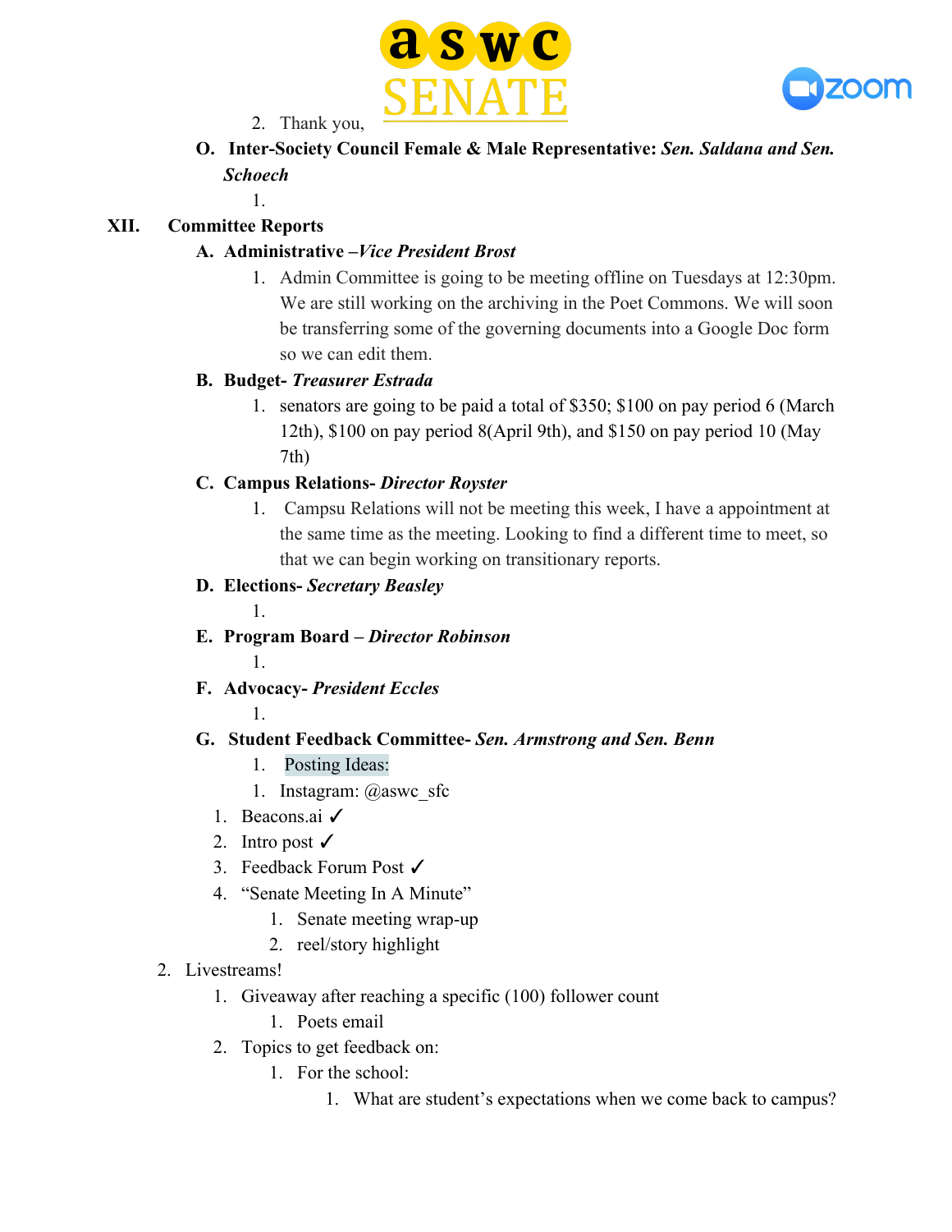2. Thank you,

**O. Inter-Society Council Female & Male Representative:** ***Sen. Saldana and Sen. Schoech***

1.

**XII. Committee Reports**

**A. Administrative –*Vice President Brost***

1. Admin Committee is going to be meeting offline on Tuesdays at 12:30pm. We are still working on the archiving in the Poet Commons. We will soon be transferring some of the governing documents into a Google Doc form so we can edit them.

**B. Budget-** ***Treasurer Estrada***

1. senators are going to be paid a total of $350; $100 on pay period 6 (March 12th), $100 on pay period 8(April 9th), and $150 on pay period 10 (May 7th)

**C. Campus Relations-** ***Director Royster***

1. Campsu Relations will not be meeting this week, I have a appointment at the same time as the meeting. Looking to find a different time to meet, so that we can begin working on transitionary reports.

**D. Elections-** ***Secretary Beasley***

1.

**E. Program Board –** ***Director Robinson***

1.

**F. Advocacy-** ***President Eccles***

1.

**G. Student Feedback Committee-** ***Sen. Armstrong and Sen. Benn***

1. Posting Ideas:
   1. Instagram: @aswc_sfc
      1. Beacons.ai ✓
      2. Intro post ✓
      3. Feedback Forum Post ✓
      4. "Senate Meeting In A Minute"
         1. Senate meeting wrap-up
         2. reel/story highlight
2. Livestreams!
   1. Giveaway after reaching a specific (100) follower count
      1. Poets email
   2. Topics to get feedback on:
      1. For the school:
         1. What are student's expectations when we come back to campus?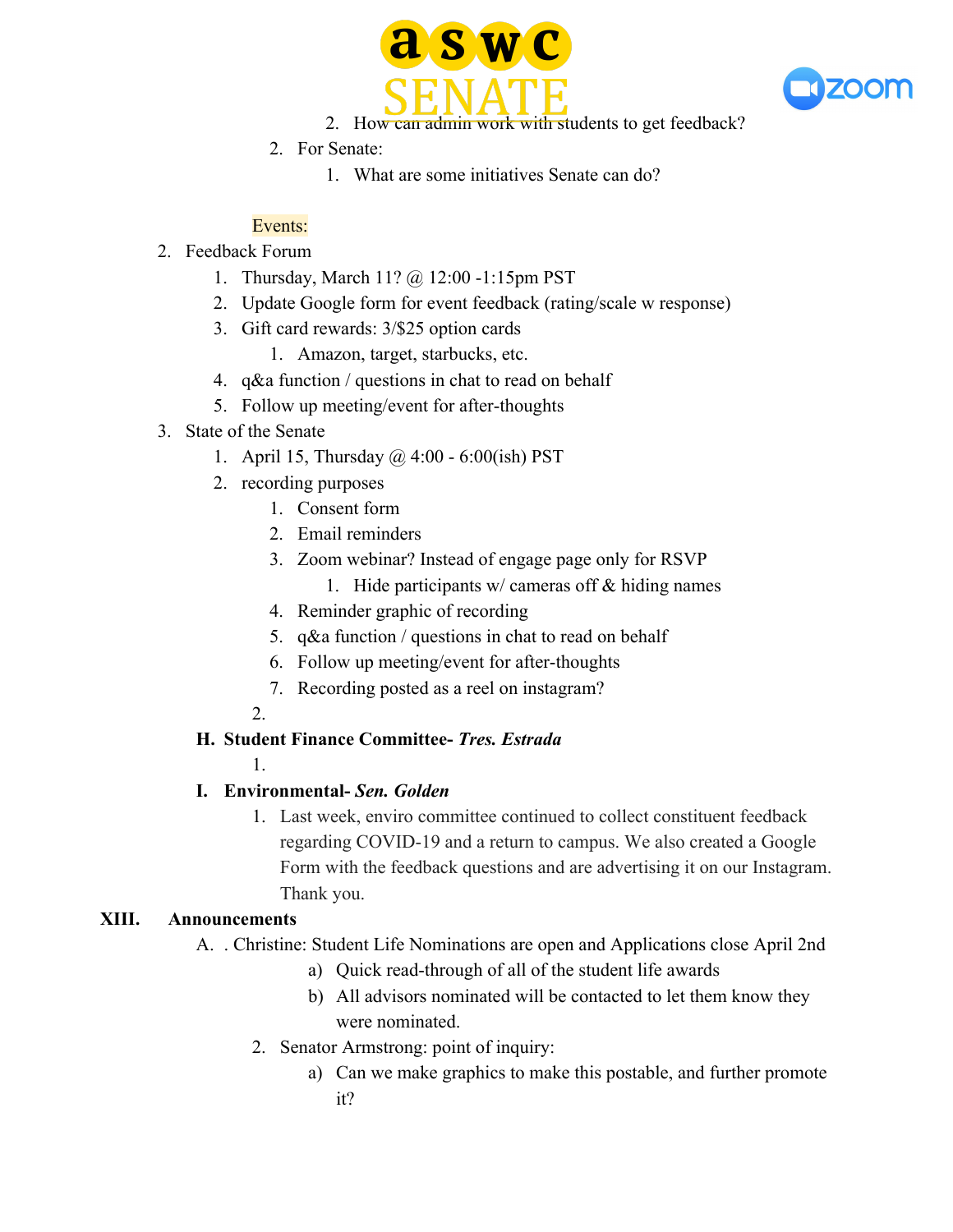2. How can admin work with students to get feedback?
2. For Senate:
   1. What are some initiatives Senate can do?

Events:

2. Feedback Forum
   1. Thursday, March 11? @ 12:00 -1:15pm PST
   2. Update Google form for event feedback (rating/scale w response)
   3. Gift card rewards: 3/$25 option cards
      1. Amazon, target, starbucks, etc.
   4. q&a function / questions in chat to read on behalf
   5. Follow up meeting/event for after-thoughts
3. State of the Senate
   1. April 15, Thursday @ 4:00 - 6:00(ish) PST
   2. recording purposes
      1. Consent form
      2. Email reminders
      3. Zoom webinar? Instead of engage page only for RSVP
         1. Hide participants w/ cameras off & hiding names
      4. Reminder graphic of recording
      5. q&a function / questions in chat to read on behalf
      6. Follow up meeting/event for after-thoughts
      7. Recording posted as a reel on instagram?
   2.

**H. Student Finance Committee- *Tres. Estrada***

1.

**I. Environmental- *Sen. Golden***

1. Last week, enviro committee continued to collect constituent feedback regarding COVID-19 and a return to campus. We also created a Google Form with the feedback questions and are advertising it on our Instagram. Thank you.

**XIII. Announcements**

A. . Christine: Student Life Nominations are open and Applications close April 2nd
   a) Quick read-through of all of the student life awards
   b) All advisors nominated will be contacted to let them know they were nominated.

2. Senator Armstrong: point of inquiry:
   a) Can we make graphics to make this postable, and further promote it?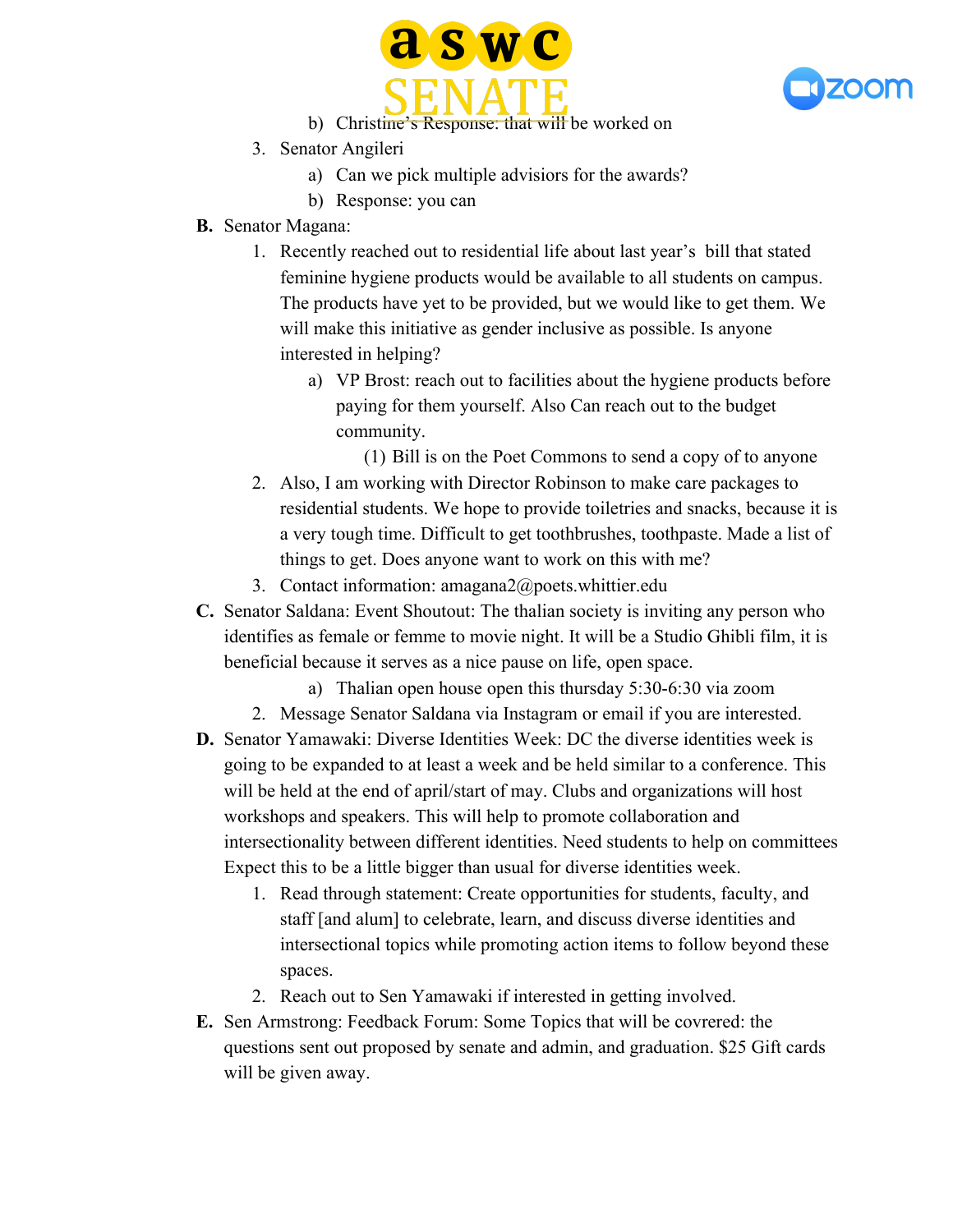b) Christine's Response: that will be worked on

3. Senator Angileri
    a) Can we pick multiple advisiors for the awards?
    b) Response: you can

**B.** Senator Magana:

1. Recently reached out to residential life about last year's bill that stated feminine hygiene products would be available to all students on campus. The products have yet to be provided, but we would like to get them. We will make this initiative as gender inclusive as possible. Is anyone interested in helping?
    a) VP Brost: reach out to facilities about the hygiene products before paying for them yourself. Also Can reach out to the budget community.
        (1) Bill is on the Poet Commons to send a copy of to anyone
2. Also, I am working with Director Robinson to make care packages to residential students. We hope to provide toiletries and snacks, because it is a very tough time. Difficult to get toothbrushes, toothpaste. Made a list of things to get. Does anyone want to work on this with me?
3. Contact information: amagana2@poets.whittier.edu

**C.** Senator Saldana: Event Shoutout: The thalian society is inviting any person who identifies as female or femme to movie night. It will be a Studio Ghibli film, it is beneficial because it serves as a nice pause on life, open space.

    a) Thalian open house open this thursday 5:30-6:30 via zoom

2. Message Senator Saldana via Instagram or email if you are interested.

**D.** Senator Yamawaki: Diverse Identities Week: DC the diverse identities week is going to be expanded to at least a week and be held similar to a conference. This will be held at the end of april/start of may. Clubs and organizations will host workshops and speakers. This will help to promote collaboration and intersectionality between different identities. Need students to help on committees Expect this to be a little bigger than usual for diverse identities week.

1. Read through statement: Create opportunities for students, faculty, and staff [and alum] to celebrate, learn, and discuss diverse identities and intersectional topics while promoting action items to follow beyond these spaces.
2. Reach out to Sen Yamawaki if interested in getting involved.

**E.** Sen Armstrong: Feedback Forum: Some Topics that will be covrered: the questions sent out proposed by senate and admin, and graduation. $25 Gift cards will be given away.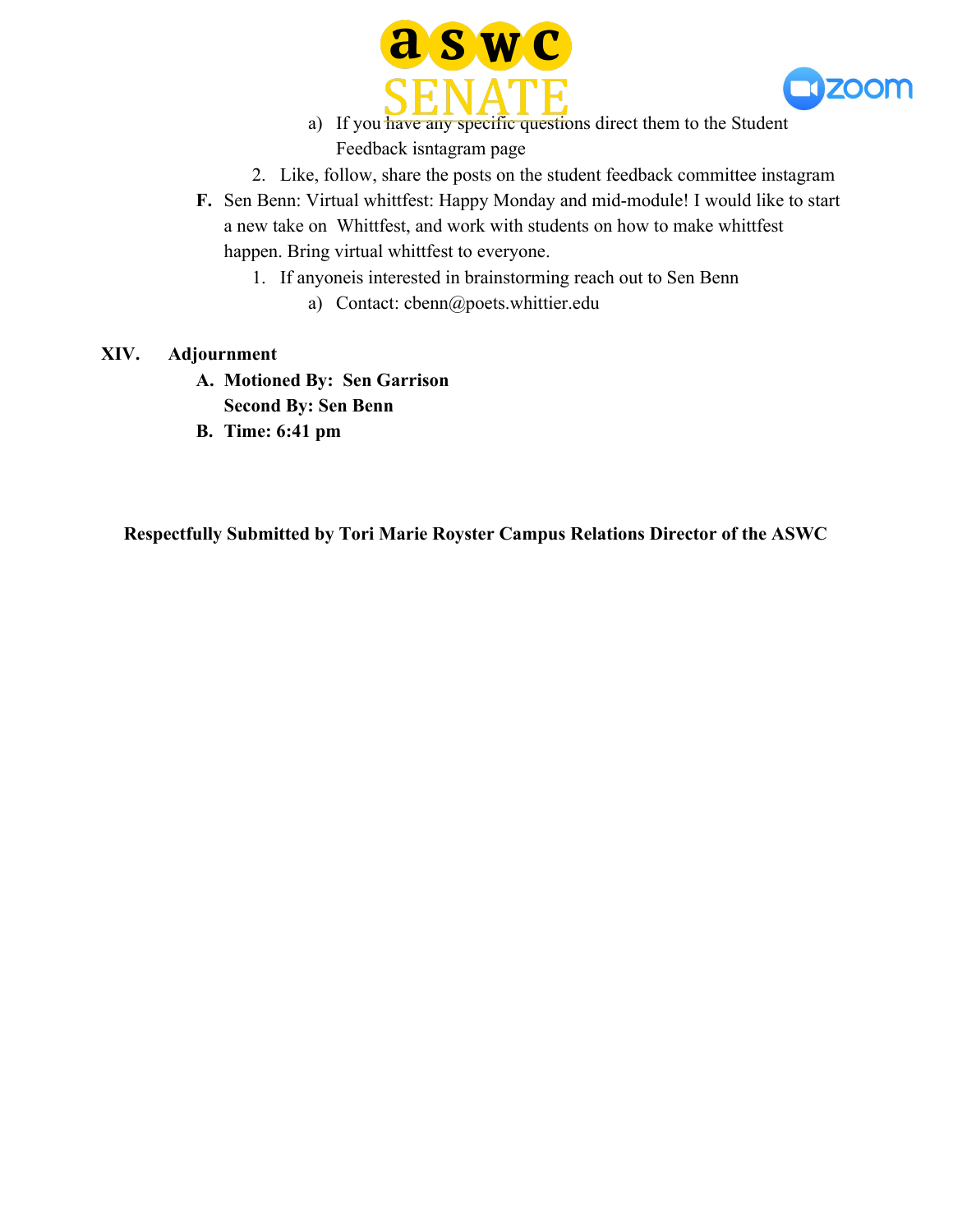a) If you have any specific questions direct them to the Student Feedback isntagram page

2. Like, follow, share the posts on the student feedback committee instagram

**F.** Sen Benn: Virtual whittfest: Happy Monday and mid-module! I would like to start a new take on Whittfest, and work with students on how to make whittfest happen. Bring virtual whittfest to everyone.

1. If anyoneis interested in brainstorming reach out to Sen Benn
    a) Contact: cbenn@poets.whittier.edu

## XIV. Adjournment

**A. Motioned By: Sen Garrison**
**Second By: Sen Benn**

**B. Time: 6:41 pm**

**Respectfully Submitted by Tori Marie Royster Campus Relations Director of the ASWC**